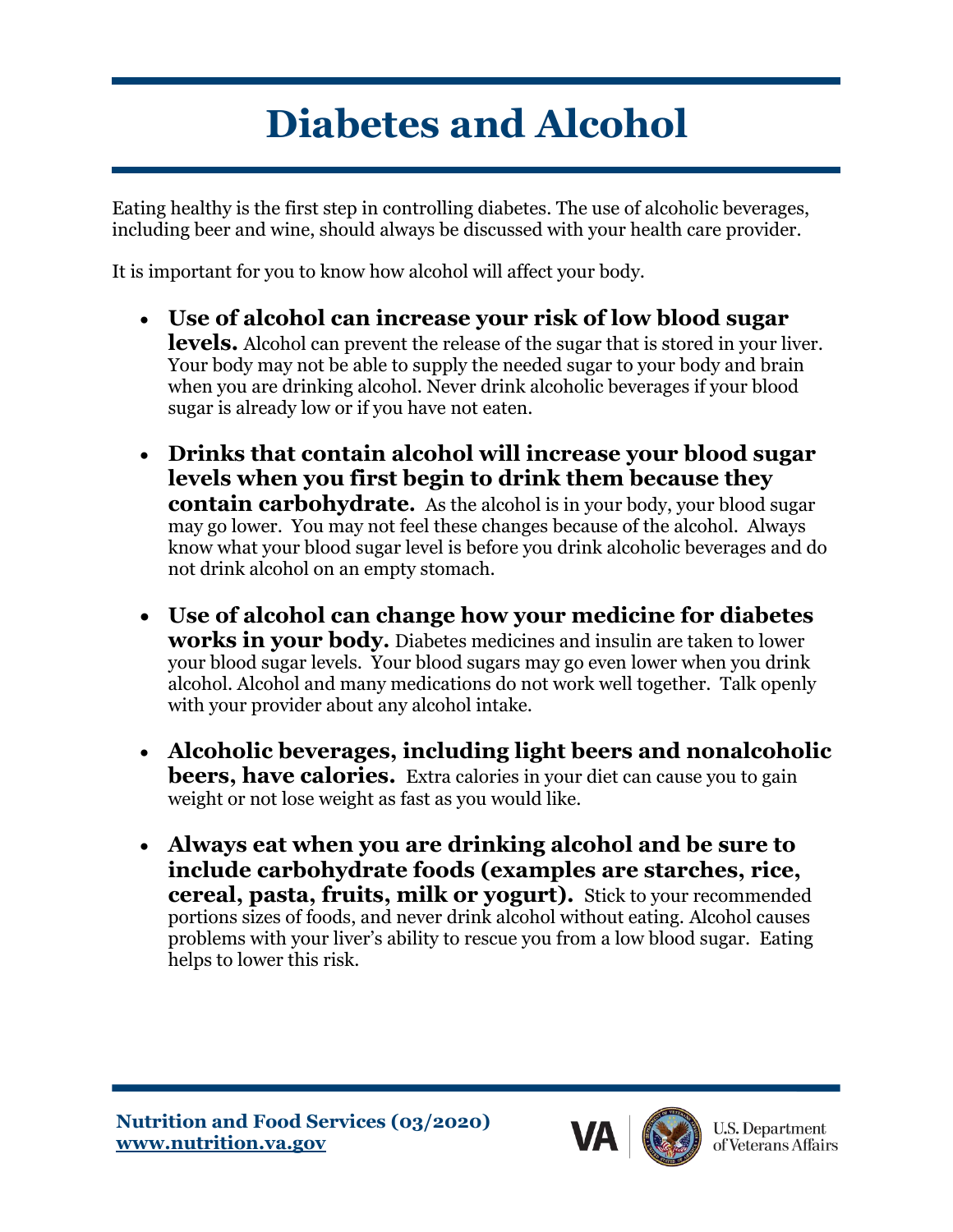# Diabetes and Alcohol

Eating healthy is the first step in controlling diabetes. The use of alcoholic beverages, including beer and wine, should always be discussed with your health care provider.

It is important for you to know how alcohol will affect your body.

- **Use of alcohol can increase your risk of low blood sugar levels.** Alcohol can prevent the release of the sugar that is stored in your liver. Your body may not be able to supply the needed sugar to your body and brain when you are drinking alcohol. Never drink alcoholic beverages if your blood sugar is already low or if you have not eaten.
- **Drinks that contain alcohol will increase your blood sugar levels when you first begin to drink them because they contain carbohydrate.** As the alcohol is in your body, your blood sugar may go lower. You may not feel these changes because of the alcohol. Always know what your blood sugar level is before you drink alcoholic beverages and do not drink alcohol on an empty stomach.
- **Use of alcohol can change how your medicine for diabetes works in your body.** Diabetes medicines and insulin are taken to lower your blood sugar levels. Your blood sugars may go even lower when you drink alcohol. Alcohol and many medications do not work well together. Talk openly with your provider about any alcohol intake.
- **Alcoholic beverages, including light beers and nonalcoholic beers, have calories.** Extra calories in your diet can cause you to gain weight or not lose weight as fast as you would like.
- **Always eat when you are drinking alcohol and be sure to include carbohydrate foods (examples are starches, rice, cereal, pasta, fruits, milk or yogurt).** Stick to your recommended portions sizes of foods, and never drink alcohol without eating. Alcohol causes problems with your liver's ability to rescue you from a low blood sugar. Eating helps to lower this risk.

**Nutrition and Food Services (03/2020)**
**www.nutrition.va.gov**

U.S. Department of Veterans Affairs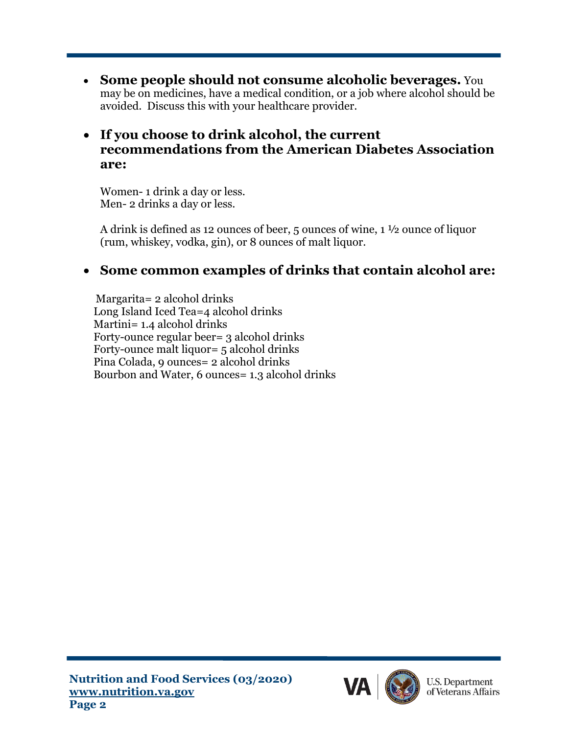- **Some people should not consume alcoholic beverages.** You may be on medicines, have a medical condition, or a job where alcohol should be avoided. Discuss this with your healthcare provider.

- **If you choose to drink alcohol, the current recommendations from the American Diabetes Association are:**

  Women- 1 drink a day or less.
  Men- 2 drinks a day or less.

  A drink is defined as 12 ounces of beer, 5 ounces of wine, 1 ½ ounce of liquor (rum, whiskey, vodka, gin), or 8 ounces of malt liquor.

- **Some common examples of drinks that contain alcohol are:**

  Margarita= 2 alcohol drinks
  Long Island Iced Tea=4 alcohol drinks
  Martini= 1.4 alcohol drinks
  Forty-ounce regular beer= 3 alcohol drinks
  Forty-ounce malt liquor= 5 alcohol drinks
  Pina Colada, 9 ounces= 2 alcohol drinks
  Bourbon and Water, 6 ounces= 1.3 alcohol drinks